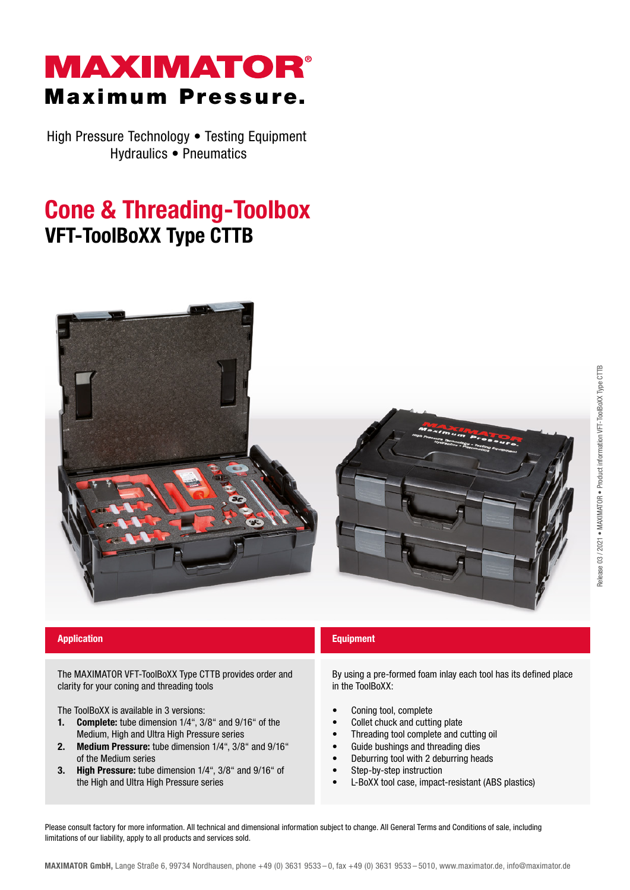# MAXIMATOR®

**Maximum Pressure.**

High Pressure Technology • Testing Equipment
Hydraulics • Pneumatics

# Cone & Threading-Toolbox

## VFT-ToolBoXX Type CTTB

### Application

The MAXIMATOR VFT-ToolBoXX Type CTTB provides order and clarity for your coning and threading tools

The ToolBoXX is available in 3 versions:

1. **Complete:** tube dimension 1/4“, 3/8“ and 9/16“ of the Medium, High and Ultra High Pressure series
2. **Medium Pressure:** tube dimension 1/4“, 3/8“ and 9/16“ of the Medium series
3. **High Pressure:** tube dimension 1/4“, 3/8“ and 9/16“ of the High and Ultra High Pressure series

### Equipment

By using a pre-formed foam inlay each tool has its defined place in the ToolBoXX:

- Coning tool, complete
- Collet chuck and cutting plate
- Threading tool complete and cutting oil
- Guide bushings and threading dies
- Deburring tool with 2 deburring heads
- Step-by-step instruction
- L-BoXX tool case, impact-resistant (ABS plastics)

Please consult factory for more information. All technical and dimensional information subject to change. All General Terms and Conditions of sale, including limitations of our liability, apply to all products and services sold.

Release 03 / 2021 • MAXIMATOR • Product information VFT-ToolBoXX Type CTTB

**MAXIMATOR GmbH,** Lange Straße 6, 99734 Nordhausen, phone +49 (0) 3631 9533 – 0, fax +49 (0) 3631 9533 – 5010, www.maximator.de, info@maximator.de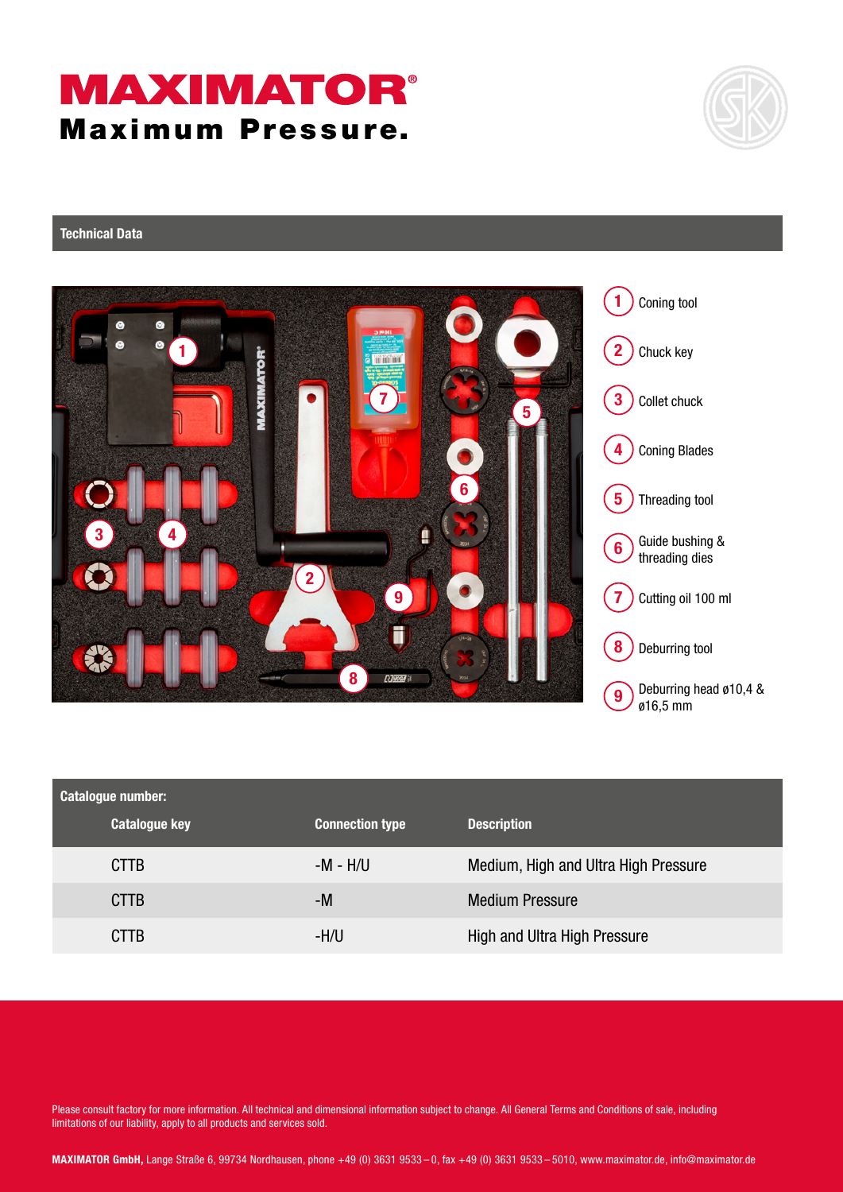# MAXIMATOR®

**Maximum Pressure.**

## Technical Data

1. Coning tool
2. Chuck key
3. Collet chuck
4. Coning Blades
5. Threading tool
6. Guide bushing & threading dies
7. Cutting oil 100 ml
8. Deburring tool
9. Deburring head ø10,4 & ø16,5 mm

**Catalogue number:**

| Catalogue key | Connection type | Description |
|---|---|---|
| CTTB | -M - H/U | Medium, High and Ultra High Pressure |
| CTTB | -M | Medium Pressure |
| CTTB | -H/U | High and Ultra High Pressure |

Please consult factory for more information. All technical and dimensional information subject to change. All General Terms and Conditions of sale, including limitations of our liability, apply to all products and services sold.

**MAXIMATOR GmbH,** Lange Straße 6, 99734 Nordhausen, phone +49 (0) 3631 9533 – 0, fax +49 (0) 3631 9533 – 5010, www.maximator.de, info@maximator.de